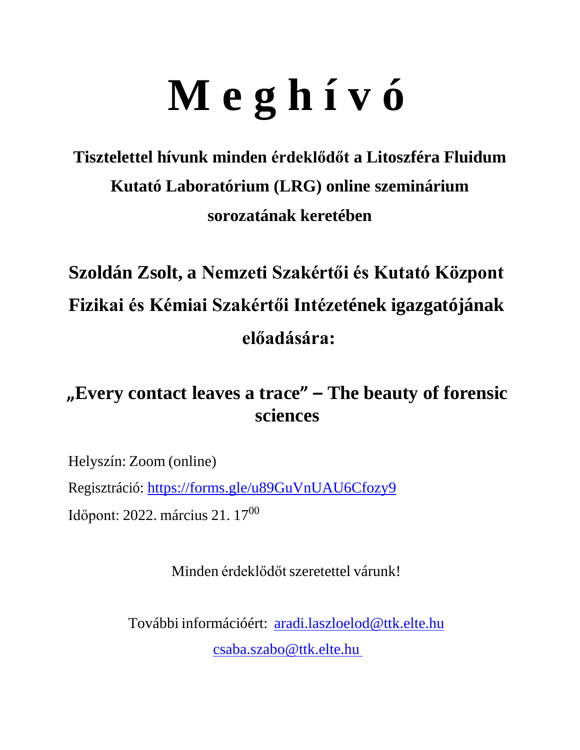# M e g h í v ó

**Tisztelettel hívunk minden érdeklődőt a Litoszféra Fluidum Kutató Laboratórium (LRG) online szeminárium sorozatának keretében**

**Szoldán Zsolt, a Nemzeti Szakértői és Kutató Központ Fizikai és Kémiai Szakértői Intézetének igazgatójának előadására:**

## „Every contact leaves a trace" – The beauty of forensic sciences

Helyszín: Zoom (online)

Regisztráció: https://forms.gle/u89GuVnUAU6Cfozy9

Időpont: 2022. március 21. $17^{00}$

Minden érdeklődőt szeretettel várunk!

További információért: aradi.laszloelod@ttk.elte.hu

csaba.szabo@ttk.elte.hu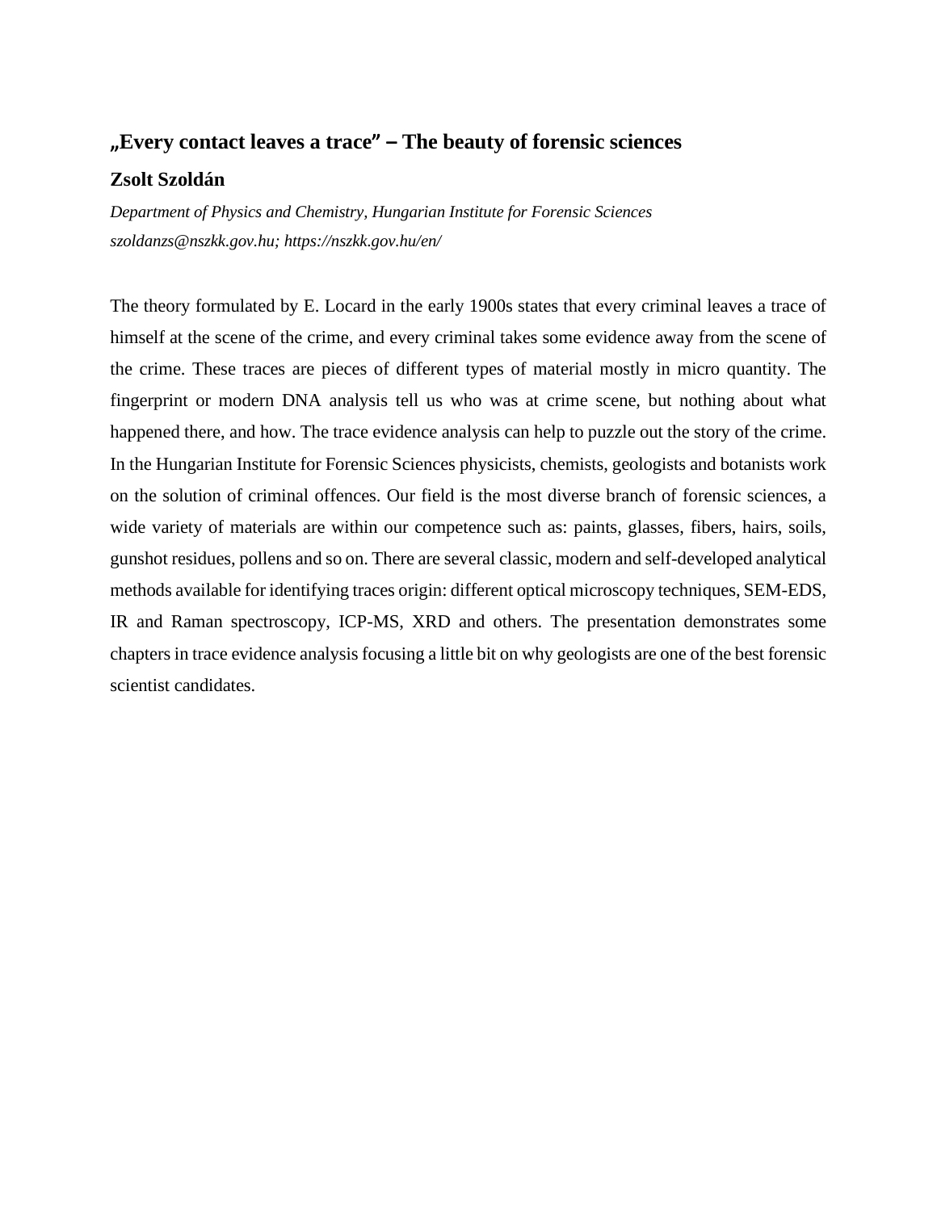## „Every contact leaves a trace" – The beauty of forensic sciences

**Zsolt Szoldán**

*Department of Physics and Chemistry, Hungarian Institute for Forensic Sciences*
*szoldanzs@nszkk.gov.hu; https://nszkk.gov.hu/en/*

The theory formulated by E. Locard in the early 1900s states that every criminal leaves a trace of himself at the scene of the crime, and every criminal takes some evidence away from the scene of the crime. These traces are pieces of different types of material mostly in micro quantity. The fingerprint or modern DNA analysis tell us who was at crime scene, but nothing about what happened there, and how. The trace evidence analysis can help to puzzle out the story of the crime. In the Hungarian Institute for Forensic Sciences physicists, chemists, geologists and botanists work on the solution of criminal offences. Our field is the most diverse branch of forensic sciences, a wide variety of materials are within our competence such as: paints, glasses, fibers, hairs, soils, gunshot residues, pollens and so on. There are several classic, modern and self-developed analytical methods available for identifying traces origin: different optical microscopy techniques, SEM-EDS, IR and Raman spectroscopy, ICP-MS, XRD and others. The presentation demonstrates some chapters in trace evidence analysis focusing a little bit on why geologists are one of the best forensic scientist candidates.